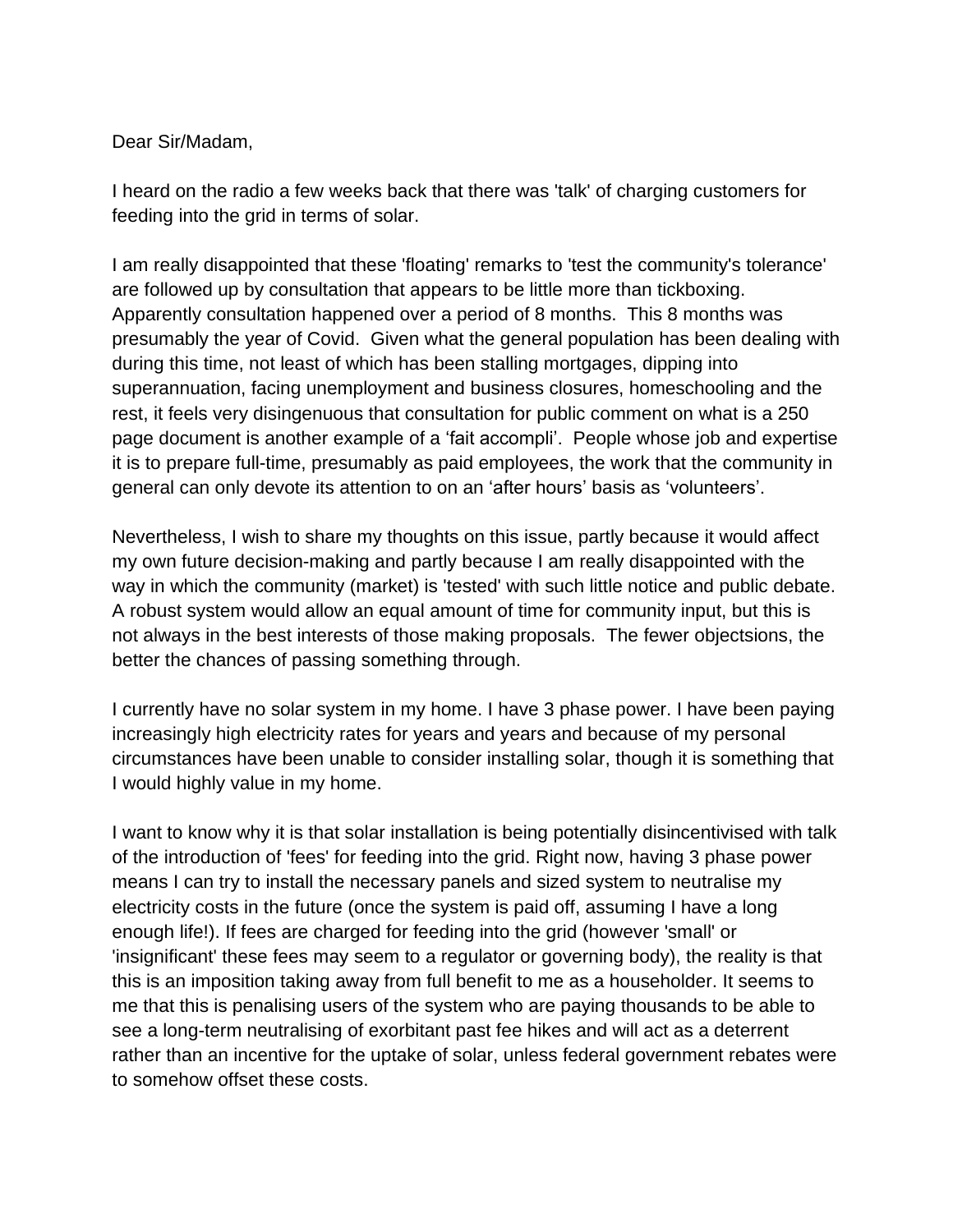Dear Sir/Madam,

I heard on the radio a few weeks back that there was 'talk' of charging customers for feeding into the grid in terms of solar.

I am really disappointed that these 'floating' remarks to 'test the community's tolerance' are followed up by consultation that appears to be little more than tickboxing. Apparently consultation happened over a period of 8 months. This 8 months was presumably the year of Covid. Given what the general population has been dealing with during this time, not least of which has been stalling mortgages, dipping into superannuation, facing unemployment and business closures, homeschooling and the rest, it feels very disingenuous that consultation for public comment on what is a 250 page document is another example of a 'fait accompli'. People whose job and expertise it is to prepare full-time, presumably as paid employees, the work that the community in general can only devote its attention to on an 'after hours' basis as 'volunteers'.

Nevertheless, I wish to share my thoughts on this issue, partly because it would affect my own future decision-making and partly because I am really disappointed with the way in which the community (market) is 'tested' with such little notice and public debate. A robust system would allow an equal amount of time for community input, but this is not always in the best interests of those making proposals. The fewer objectsions, the better the chances of passing something through.

I currently have no solar system in my home. I have 3 phase power. I have been paying increasingly high electricity rates for years and years and because of my personal circumstances have been unable to consider installing solar, though it is something that I would highly value in my home.

I want to know why it is that solar installation is being potentially disincentivised with talk of the introduction of 'fees' for feeding into the grid. Right now, having 3 phase power means I can try to install the necessary panels and sized system to neutralise my electricity costs in the future (once the system is paid off, assuming I have a long enough life!). If fees are charged for feeding into the grid (however 'small' or 'insignificant' these fees may seem to a regulator or governing body), the reality is that this is an imposition taking away from full benefit to me as a householder. It seems to me that this is penalising users of the system who are paying thousands to be able to see a long-term neutralising of exorbitant past fee hikes and will act as a deterrent rather than an incentive for the uptake of solar, unless federal government rebates were to somehow offset these costs.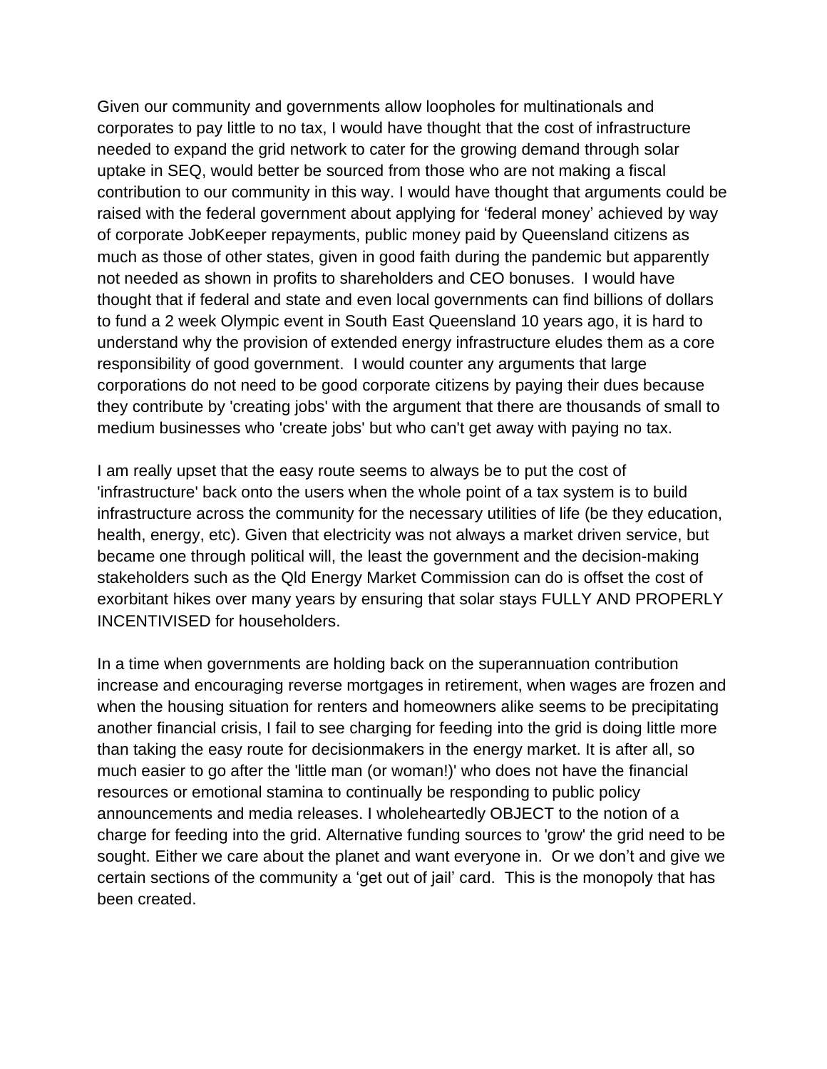Given our community and governments allow loopholes for multinationals and corporates to pay little to no tax, I would have thought that the cost of infrastructure needed to expand the grid network to cater for the growing demand through solar uptake in SEQ, would better be sourced from those who are not making a fiscal contribution to our community in this way. I would have thought that arguments could be raised with the federal government about applying for 'federal money' achieved by way of corporate JobKeeper repayments, public money paid by Queensland citizens as much as those of other states, given in good faith during the pandemic but apparently not needed as shown in profits to shareholders and CEO bonuses. I would have thought that if federal and state and even local governments can find billions of dollars to fund a 2 week Olympic event in South East Queensland 10 years ago, it is hard to understand why the provision of extended energy infrastructure eludes them as a core responsibility of good government. I would counter any arguments that large corporations do not need to be good corporate citizens by paying their dues because they contribute by 'creating jobs' with the argument that there are thousands of small to medium businesses who 'create jobs' but who can't get away with paying no tax.

I am really upset that the easy route seems to always be to put the cost of 'infrastructure' back onto the users when the whole point of a tax system is to build infrastructure across the community for the necessary utilities of life (be they education, health, energy, etc). Given that electricity was not always a market driven service, but became one through political will, the least the government and the decision-making stakeholders such as the Qld Energy Market Commission can do is offset the cost of exorbitant hikes over many years by ensuring that solar stays FULLY AND PROPERLY INCENTIVISED for householders.

In a time when governments are holding back on the superannuation contribution increase and encouraging reverse mortgages in retirement, when wages are frozen and when the housing situation for renters and homeowners alike seems to be precipitating another financial crisis, I fail to see charging for feeding into the grid is doing little more than taking the easy route for decisionmakers in the energy market. It is after all, so much easier to go after the 'little man (or woman!)' who does not have the financial resources or emotional stamina to continually be responding to public policy announcements and media releases. I wholeheartedly OBJECT to the notion of a charge for feeding into the grid. Alternative funding sources to 'grow' the grid need to be sought. Either we care about the planet and want everyone in. Or we don't and give we certain sections of the community a 'get out of jail' card. This is the monopoly that has been created.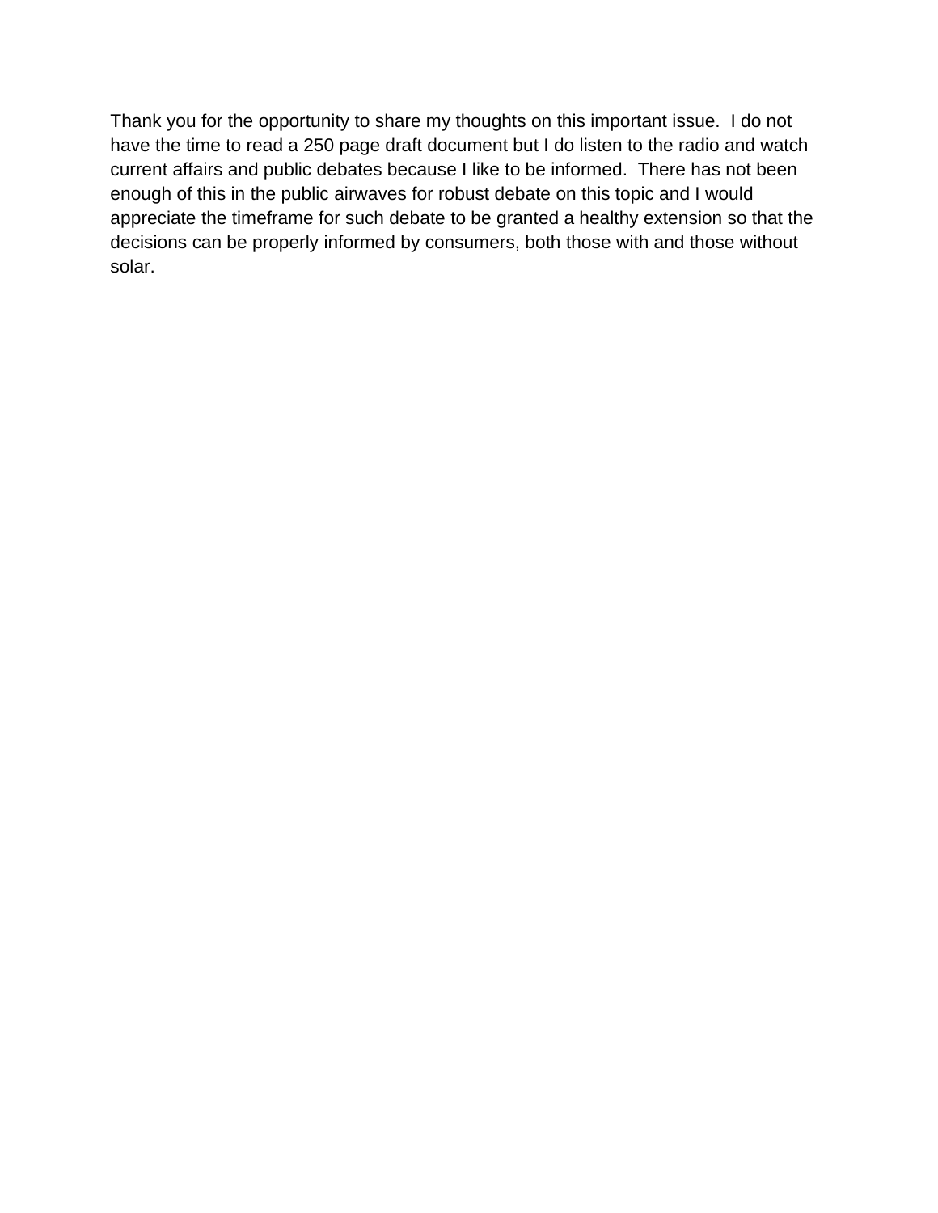Thank you for the opportunity to share my thoughts on this important issue. I do not have the time to read a 250 page draft document but I do listen to the radio and watch current affairs and public debates because I like to be informed. There has not been enough of this in the public airwaves for robust debate on this topic and I would appreciate the timeframe for such debate to be granted a healthy extension so that the decisions can be properly informed by consumers, both those with and those without solar.